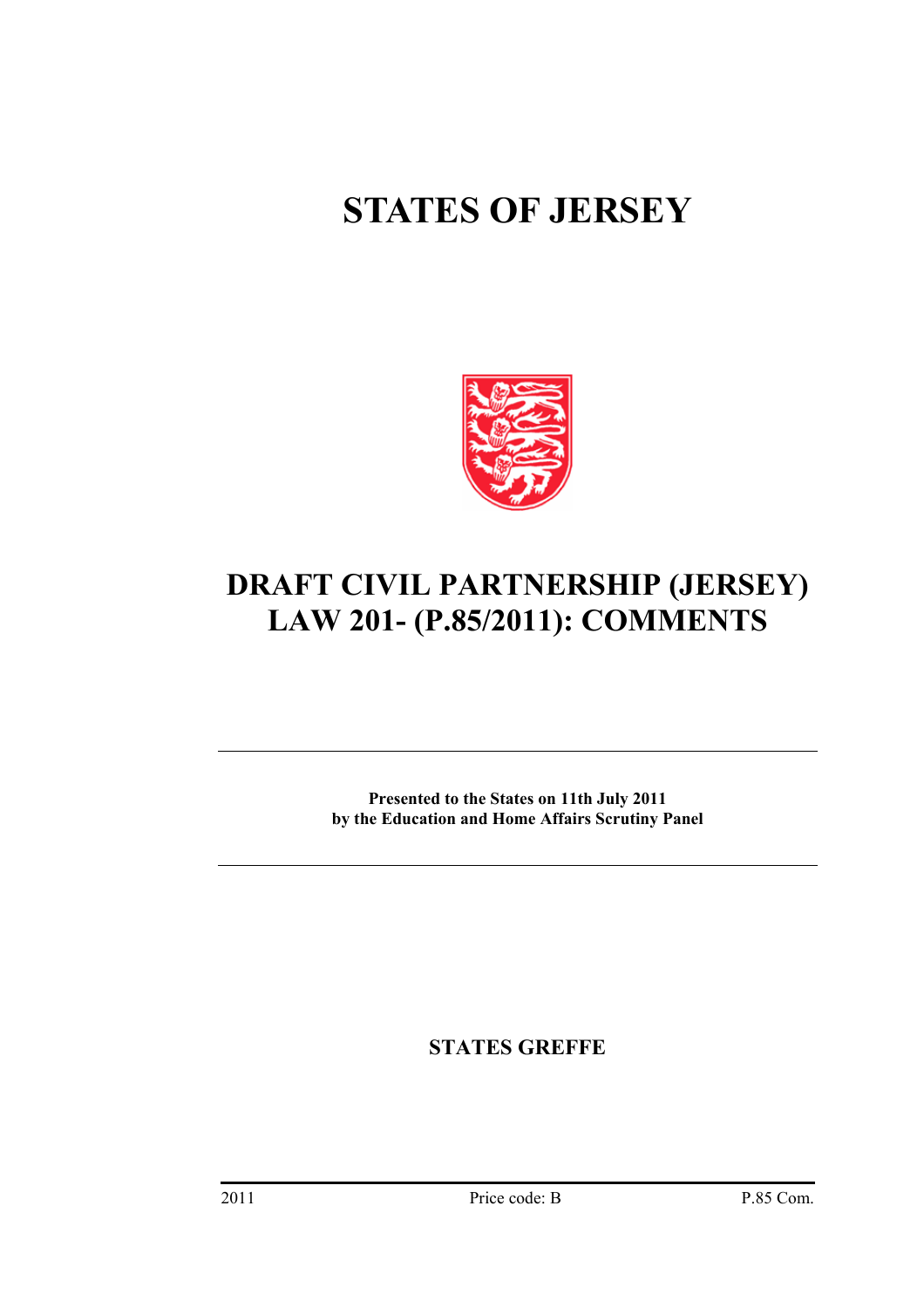# STATES OF JERSEY

## DRAFT CIVIL PARTNERSHIP (JERSEY) LAW 201- (P.85/2011): COMMENTS

**Presented to the States on 11th July 2011**
**by the Education and Home Affairs Scrutiny Panel**

**STATES GREFFE**

2011 Price code: B P.85 Com.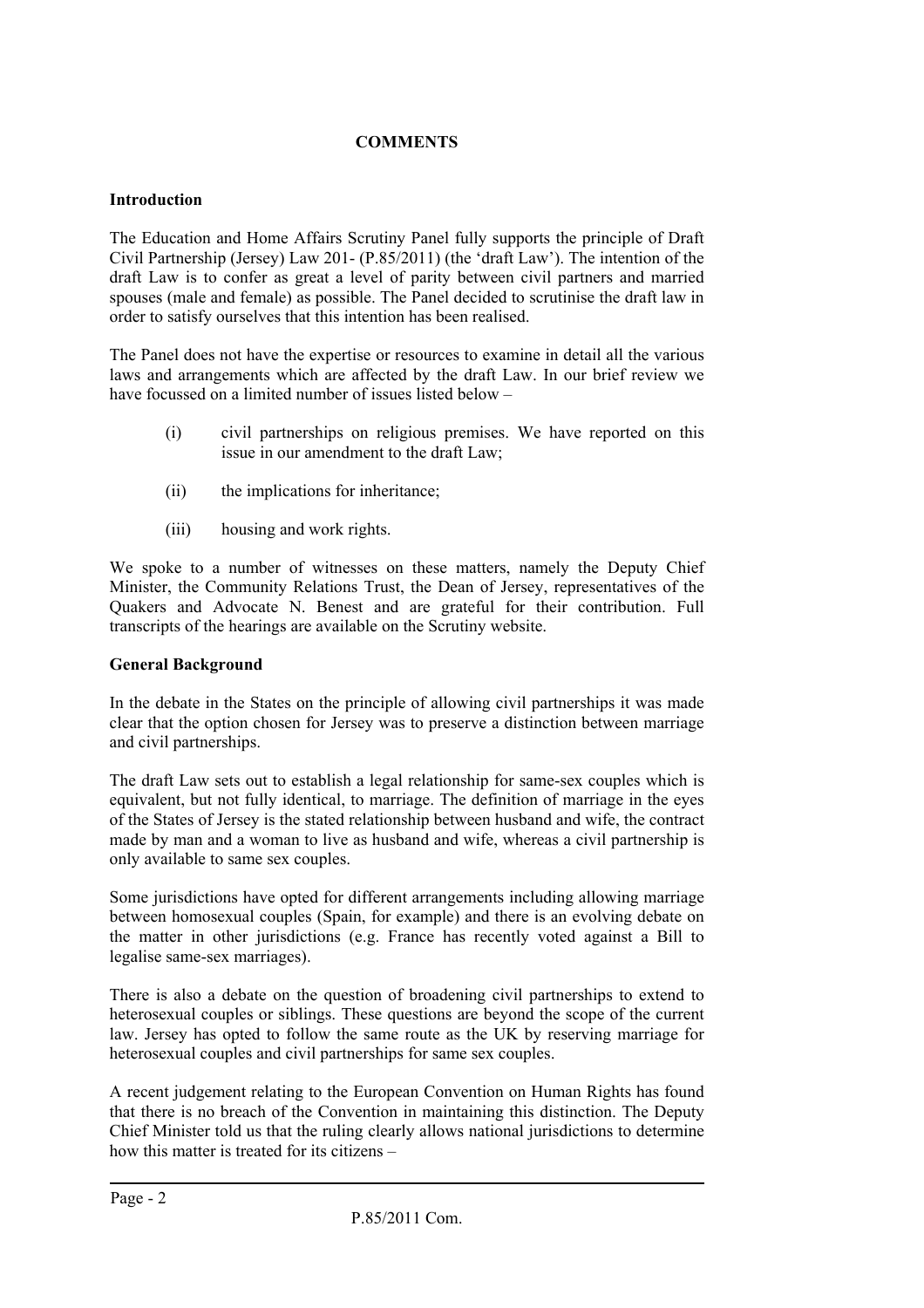**COMMENTS**

**Introduction**

The Education and Home Affairs Scrutiny Panel fully supports the principle of Draft Civil Partnership (Jersey) Law 201- (P.85/2011) (the 'draft Law'). The intention of the draft Law is to confer as great a level of parity between civil partners and married spouses (male and female) as possible. The Panel decided to scrutinise the draft law in order to satisfy ourselves that this intention has been realised.

The Panel does not have the expertise or resources to examine in detail all the various laws and arrangements which are affected by the draft Law. In our brief review we have focussed on a limited number of issues listed below –

(i) civil partnerships on religious premises. We have reported on this issue in our amendment to the draft Law;

(ii) the implications for inheritance;

(iii) housing and work rights.

We spoke to a number of witnesses on these matters, namely the Deputy Chief Minister, the Community Relations Trust, the Dean of Jersey, representatives of the Quakers and Advocate N. Benest and are grateful for their contribution. Full transcripts of the hearings are available on the Scrutiny website.

**General Background**

In the debate in the States on the principle of allowing civil partnerships it was made clear that the option chosen for Jersey was to preserve a distinction between marriage and civil partnerships.

The draft Law sets out to establish a legal relationship for same-sex couples which is equivalent, but not fully identical, to marriage. The definition of marriage in the eyes of the States of Jersey is the stated relationship between husband and wife, the contract made by man and a woman to live as husband and wife, whereas a civil partnership is only available to same sex couples.

Some jurisdictions have opted for different arrangements including allowing marriage between homosexual couples (Spain, for example) and there is an evolving debate on the matter in other jurisdictions (e.g. France has recently voted against a Bill to legalise same-sex marriages).

There is also a debate on the question of broadening civil partnerships to extend to heterosexual couples or siblings. These questions are beyond the scope of the current law. Jersey has opted to follow the same route as the UK by reserving marriage for heterosexual couples and civil partnerships for same sex couples.

A recent judgement relating to the European Convention on Human Rights has found that there is no breach of the Convention in maintaining this distinction. The Deputy Chief Minister told us that the ruling clearly allows national jurisdictions to determine how this matter is treated for its citizens –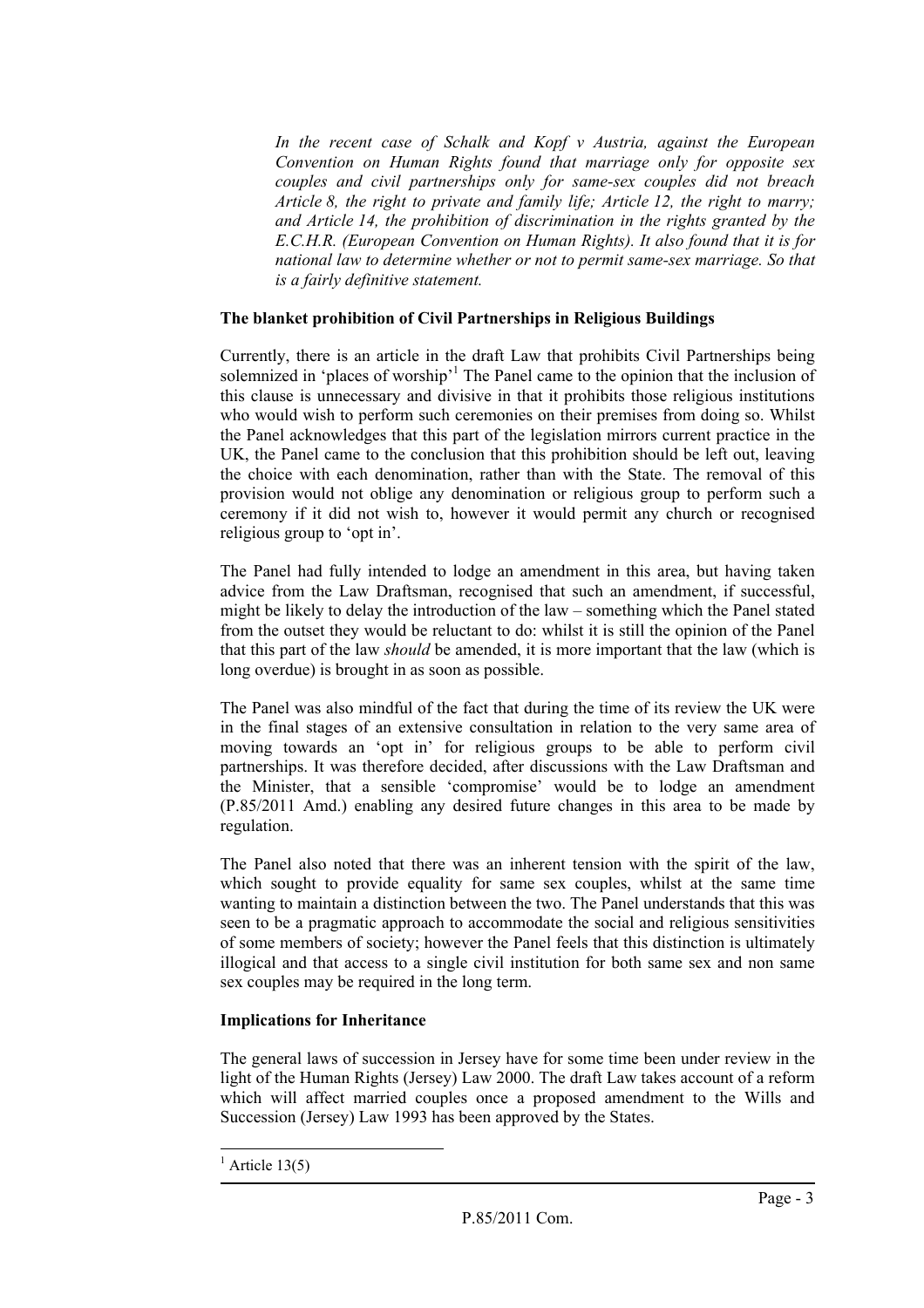*In the recent case of Schalk and Kopf v Austria, against the European Convention on Human Rights found that marriage only for opposite sex couples and civil partnerships only for same-sex couples did not breach Article 8, the right to private and family life; Article 12, the right to marry; and Article 14, the prohibition of discrimination in the rights granted by the E.C.H.R. (European Convention on Human Rights). It also found that it is for national law to determine whether or not to permit same-sex marriage. So that is a fairly definitive statement.*

**The blanket prohibition of Civil Partnerships in Religious Buildings**

Currently, there is an article in the draft Law that prohibits Civil Partnerships being solemnized in 'places of worship'[1] The Panel came to the opinion that the inclusion of this clause is unnecessary and divisive in that it prohibits those religious institutions who would wish to perform such ceremonies on their premises from doing so. Whilst the Panel acknowledges that this part of the legislation mirrors current practice in the UK, the Panel came to the conclusion that this prohibition should be left out, leaving the choice with each denomination, rather than with the State. The removal of this provision would not oblige any denomination or religious group to perform such a ceremony if it did not wish to, however it would permit any church or recognised religious group to 'opt in'.

The Panel had fully intended to lodge an amendment in this area, but having taken advice from the Law Draftsman, recognised that such an amendment, if successful, might be likely to delay the introduction of the law – something which the Panel stated from the outset they would be reluctant to do: whilst it is still the opinion of the Panel that this part of the law *should* be amended, it is more important that the law (which is long overdue) is brought in as soon as possible.

The Panel was also mindful of the fact that during the time of its review the UK were in the final stages of an extensive consultation in relation to the very same area of moving towards an 'opt in' for religious groups to be able to perform civil partnerships. It was therefore decided, after discussions with the Law Draftsman and the Minister, that a sensible 'compromise' would be to lodge an amendment (P.85/2011 Amd.) enabling any desired future changes in this area to be made by regulation.

The Panel also noted that there was an inherent tension with the spirit of the law, which sought to provide equality for same sex couples, whilst at the same time wanting to maintain a distinction between the two. The Panel understands that this was seen to be a pragmatic approach to accommodate the social and religious sensitivities of some members of society; however the Panel feels that this distinction is ultimately illogical and that access to a single civil institution for both same sex and non same sex couples may be required in the long term.

**Implications for Inheritance**

The general laws of succession in Jersey have for some time been under review in the light of the Human Rights (Jersey) Law 2000. The draft Law takes account of a reform which will affect married couples once a proposed amendment to the Wills and Succession (Jersey) Law 1993 has been approved by the States.

[1] Article 13(5)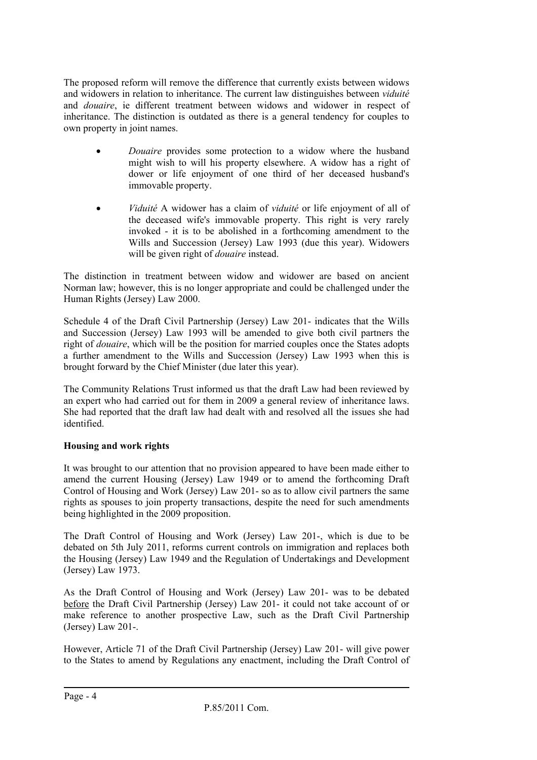The proposed reform will remove the difference that currently exists between widows and widowers in relation to inheritance. The current law distinguishes between *viduité* and *douaire*, ie different treatment between widows and widower in respect of inheritance. The distinction is outdated as there is a general tendency for couples to own property in joint names.

- *Douaire* provides some protection to a widow where the husband might wish to will his property elsewhere. A widow has a right of dower or life enjoyment of one third of her deceased husband's immovable property.
- *Viduité* A widower has a claim of *viduité* or life enjoyment of all of the deceased wife's immovable property. This right is very rarely invoked - it is to be abolished in a forthcoming amendment to the Wills and Succession (Jersey) Law 1993 (due this year). Widowers will be given right of *douaire* instead.

The distinction in treatment between widow and widower are based on ancient Norman law; however, this is no longer appropriate and could be challenged under the Human Rights (Jersey) Law 2000.

Schedule 4 of the Draft Civil Partnership (Jersey) Law 201- indicates that the Wills and Succession (Jersey) Law 1993 will be amended to give both civil partners the right of *douaire*, which will be the position for married couples once the States adopts a further amendment to the Wills and Succession (Jersey) Law 1993 when this is brought forward by the Chief Minister (due later this year).

The Community Relations Trust informed us that the draft Law had been reviewed by an expert who had carried out for them in 2009 a general review of inheritance laws. She had reported that the draft law had dealt with and resolved all the issues she had identified.

**Housing and work rights**

It was brought to our attention that no provision appeared to have been made either to amend the current Housing (Jersey) Law 1949 or to amend the forthcoming Draft Control of Housing and Work (Jersey) Law 201- so as to allow civil partners the same rights as spouses to join property transactions, despite the need for such amendments being highlighted in the 2009 proposition.

The Draft Control of Housing and Work (Jersey) Law 201-, which is due to be debated on 5th July 2011, reforms current controls on immigration and replaces both the Housing (Jersey) Law 1949 and the Regulation of Undertakings and Development (Jersey) Law 1973.

As the Draft Control of Housing and Work (Jersey) Law 201- was to be debated before the Draft Civil Partnership (Jersey) Law 201- it could not take account of or make reference to another prospective Law, such as the Draft Civil Partnership (Jersey) Law 201-.

However, Article 71 of the Draft Civil Partnership (Jersey) Law 201- will give power to the States to amend by Regulations any enactment, including the Draft Control of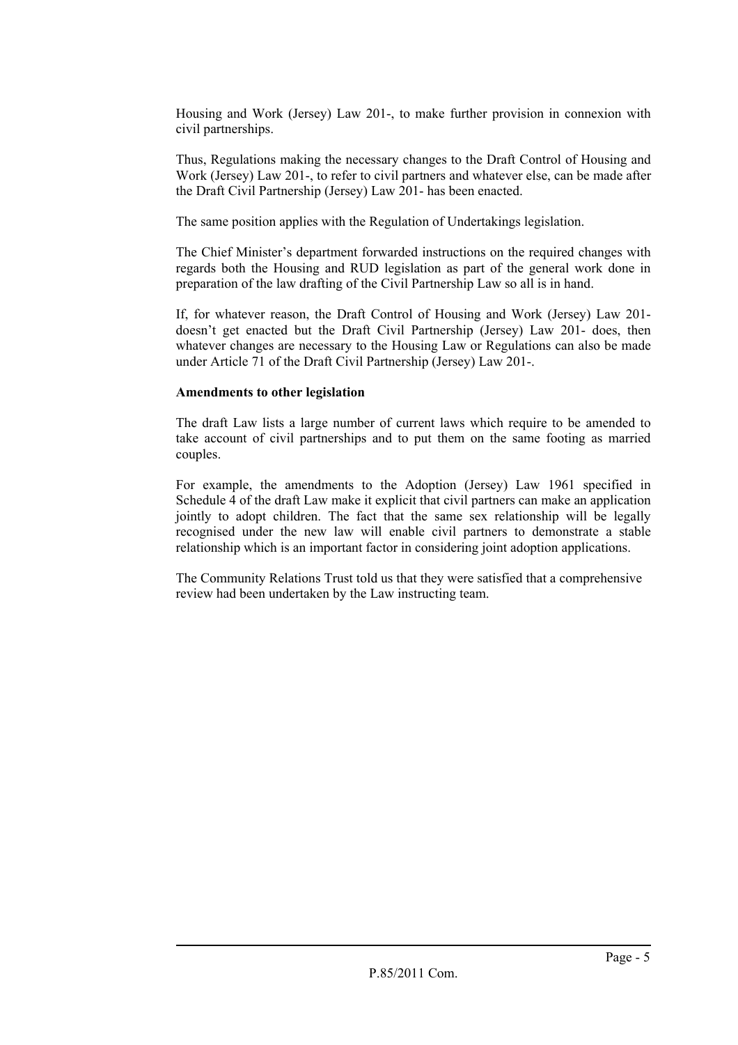Housing and Work (Jersey) Law 201-, to make further provision in connexion with civil partnerships.

Thus, Regulations making the necessary changes to the Draft Control of Housing and Work (Jersey) Law 201-, to refer to civil partners and whatever else, can be made after the Draft Civil Partnership (Jersey) Law 201- has been enacted.

The same position applies with the Regulation of Undertakings legislation.

The Chief Minister's department forwarded instructions on the required changes with regards both the Housing and RUD legislation as part of the general work done in preparation of the law drafting of the Civil Partnership Law so all is in hand.

If, for whatever reason, the Draft Control of Housing and Work (Jersey) Law 201- doesn't get enacted but the Draft Civil Partnership (Jersey) Law 201- does, then whatever changes are necessary to the Housing Law or Regulations can also be made under Article 71 of the Draft Civil Partnership (Jersey) Law 201-.

**Amendments to other legislation**

The draft Law lists a large number of current laws which require to be amended to take account of civil partnerships and to put them on the same footing as married couples.

For example, the amendments to the Adoption (Jersey) Law 1961 specified in Schedule 4 of the draft Law make it explicit that civil partners can make an application jointly to adopt children. The fact that the same sex relationship will be legally recognised under the new law will enable civil partners to demonstrate a stable relationship which is an important factor in considering joint adoption applications.

The Community Relations Trust told us that they were satisfied that a comprehensive review had been undertaken by the Law instructing team.